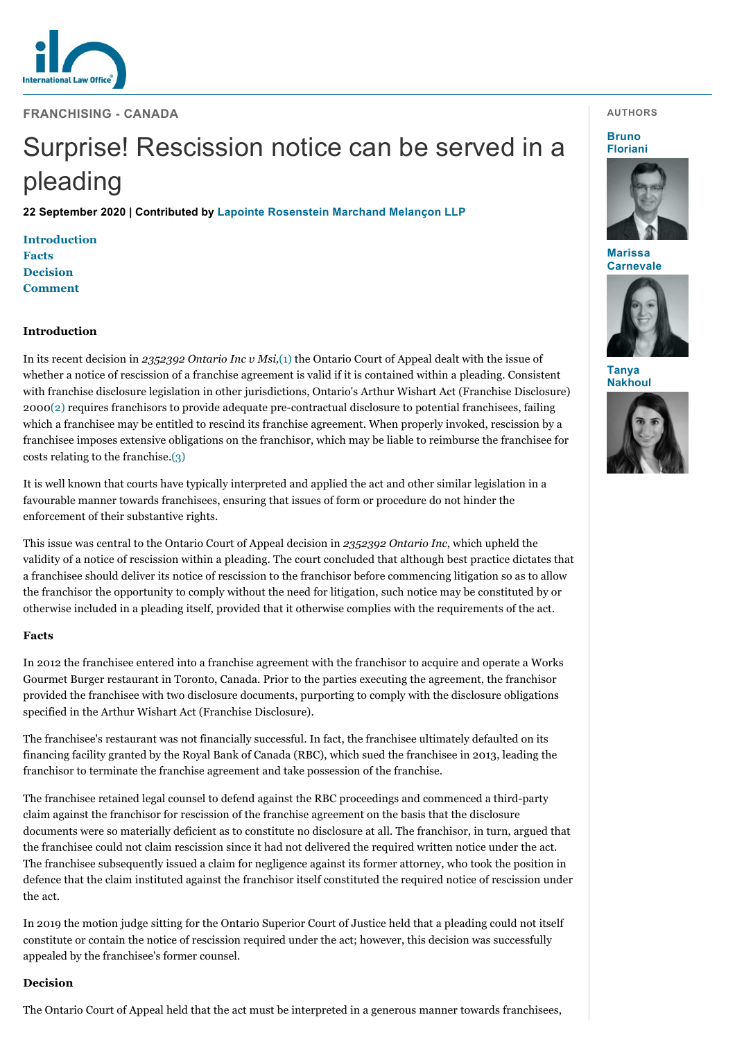FRANCHISING - CANADA

# Surprise! Rescission notice can be served in a pleading

**22 September 2020 | Contributed by Lapointe Rosenstein Marchand Melançon LLP**

AUTHORS

Bruno Floriani

Marissa Carnevale

Tanya Nakhoul

**Introduction**
**Facts**
**Decision**
**Comment**

## Introduction

In its recent decision in *2352392 Ontario Inc v Msi,*(1) the Ontario Court of Appeal dealt with the issue of whether a notice of rescission of a franchise agreement is valid if it is contained within a pleading. Consistent with franchise disclosure legislation in other jurisdictions, Ontario's Arthur Wishart Act (Franchise Disclosure) 2000(2) requires franchisors to provide adequate pre-contractual disclosure to potential franchisees, failing which a franchisee may be entitled to rescind its franchise agreement. When properly invoked, rescission by a franchisee imposes extensive obligations on the franchisor, which may be liable to reimburse the franchisee for costs relating to the franchise.(3)

It is well known that courts have typically interpreted and applied the act and other similar legislation in a favourable manner towards franchisees, ensuring that issues of form or procedure do not hinder the enforcement of their substantive rights.

This issue was central to the Ontario Court of Appeal decision in *2352392 Ontario Inc*, which upheld the validity of a notice of rescission within a pleading. The court concluded that although best practice dictates that a franchisee should deliver its notice of rescission to the franchisor before commencing litigation so as to allow the franchisor the opportunity to comply without the need for litigation, such notice may be constituted by or otherwise included in a pleading itself, provided that it otherwise complies with the requirements of the act.

## Facts

In 2012 the franchisee entered into a franchise agreement with the franchisor to acquire and operate a Works Gourmet Burger restaurant in Toronto, Canada. Prior to the parties executing the agreement, the franchisor provided the franchisee with two disclosure documents, purporting to comply with the disclosure obligations specified in the Arthur Wishart Act (Franchise Disclosure).

The franchisee's restaurant was not financially successful. In fact, the franchisee ultimately defaulted on its financing facility granted by the Royal Bank of Canada (RBC), which sued the franchisee in 2013, leading the franchisor to terminate the franchise agreement and take possession of the franchise.

The franchisee retained legal counsel to defend against the RBC proceedings and commenced a third-party claim against the franchisor for rescission of the franchise agreement on the basis that the disclosure documents were so materially deficient as to constitute no disclosure at all. The franchisor, in turn, argued that the franchisee could not claim rescission since it had not delivered the required written notice under the act. The franchisee subsequently issued a claim for negligence against its former attorney, who took the position in defence that the claim instituted against the franchisor itself constituted the required notice of rescission under the act.

In 2019 the motion judge sitting for the Ontario Superior Court of Justice held that a pleading could not itself constitute or contain the notice of rescission required under the act; however, this decision was successfully appealed by the franchisee's former counsel.

## Decision

The Ontario Court of Appeal held that the act must be interpreted in a generous manner towards franchisees,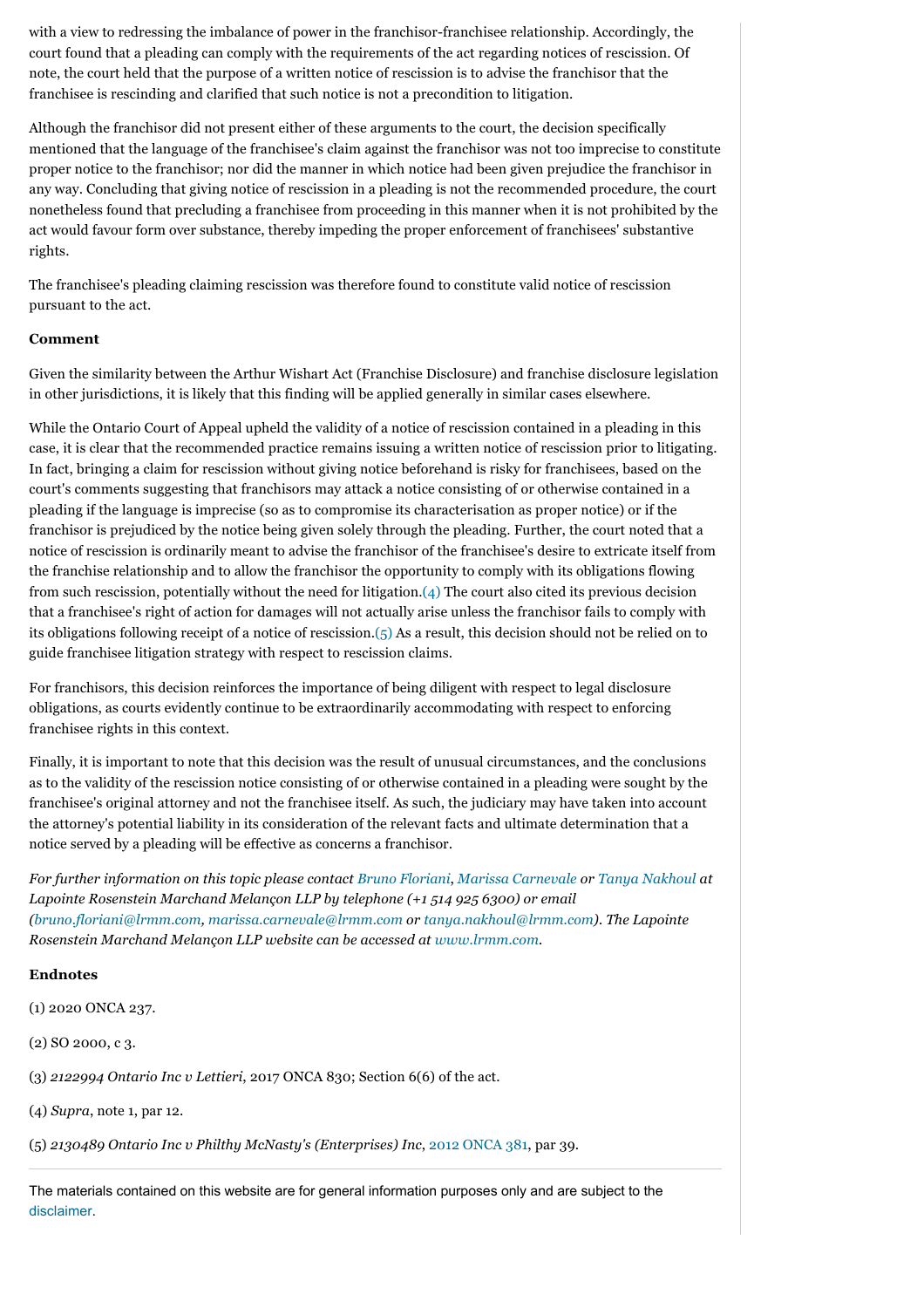with a view to redressing the imbalance of power in the franchisor-franchisee relationship. Accordingly, the court found that a pleading can comply with the requirements of the act regarding notices of rescission. Of note, the court held that the purpose of a written notice of rescission is to advise the franchisor that the franchisee is rescinding and clarified that such notice is not a precondition to litigation.

Although the franchisor did not present either of these arguments to the court, the decision specifically mentioned that the language of the franchisee's claim against the franchisor was not too imprecise to constitute proper notice to the franchisor; nor did the manner in which notice had been given prejudice the franchisor in any way. Concluding that giving notice of rescission in a pleading is not the recommended procedure, the court nonetheless found that precluding a franchisee from proceeding in this manner when it is not prohibited by the act would favour form over substance, thereby impeding the proper enforcement of franchisees' substantive rights.

The franchisee's pleading claiming rescission was therefore found to constitute valid notice of rescission pursuant to the act.

### Comment

Given the similarity between the Arthur Wishart Act (Franchise Disclosure) and franchise disclosure legislation in other jurisdictions, it is likely that this finding will be applied generally in similar cases elsewhere.

While the Ontario Court of Appeal upheld the validity of a notice of rescission contained in a pleading in this case, it is clear that the recommended practice remains issuing a written notice of rescission prior to litigating. In fact, bringing a claim for rescission without giving notice beforehand is risky for franchisees, based on the court's comments suggesting that franchisors may attack a notice consisting of or otherwise contained in a pleading if the language is imprecise (so as to compromise its characterisation as proper notice) or if the franchisor is prejudiced by the notice being given solely through the pleading. Further, the court noted that a notice of rescission is ordinarily meant to advise the franchisor of the franchisee's desire to extricate itself from the franchise relationship and to allow the franchisor the opportunity to comply with its obligations flowing from such rescission, potentially without the need for litigation.(4) The court also cited its previous decision that a franchisee's right of action for damages will not actually arise unless the franchisor fails to comply with its obligations following receipt of a notice of rescission.(5) As a result, this decision should not be relied on to guide franchisee litigation strategy with respect to rescission claims.

For franchisors, this decision reinforces the importance of being diligent with respect to legal disclosure obligations, as courts evidently continue to be extraordinarily accommodating with respect to enforcing franchisee rights in this context.

Finally, it is important to note that this decision was the result of unusual circumstances, and the conclusions as to the validity of the rescission notice consisting of or otherwise contained in a pleading were sought by the franchisee's original attorney and not the franchisee itself. As such, the judiciary may have taken into account the attorney's potential liability in its consideration of the relevant facts and ultimate determination that a notice served by a pleading will be effective as concerns a franchisor.

*For further information on this topic please contact Bruno Floriani, Marissa Carnevale or Tanya Nakhoul at Lapointe Rosenstein Marchand Melançon LLP by telephone (+1 514 925 6300) or email (bruno.floriani@lrmm.com, marissa.carnevale@lrmm.com or tanya.nakhoul@lrmm.com). The Lapointe Rosenstein Marchand Melançon LLP website can be accessed at www.lrmm.com.*

### Endnotes

(1) 2020 ONCA 237.

(2) SO 2000, c 3.

(3) *2122994 Ontario Inc v Lettieri*, 2017 ONCA 830; Section 6(6) of the act.

(4) *Supra*, note 1, par 12.

(5) *2130489 Ontario Inc v Philthy McNasty's (Enterprises) Inc*, 2012 ONCA 381, par 39.

---

The materials contained on this website are for general information purposes only and are subject to the disclaimer.